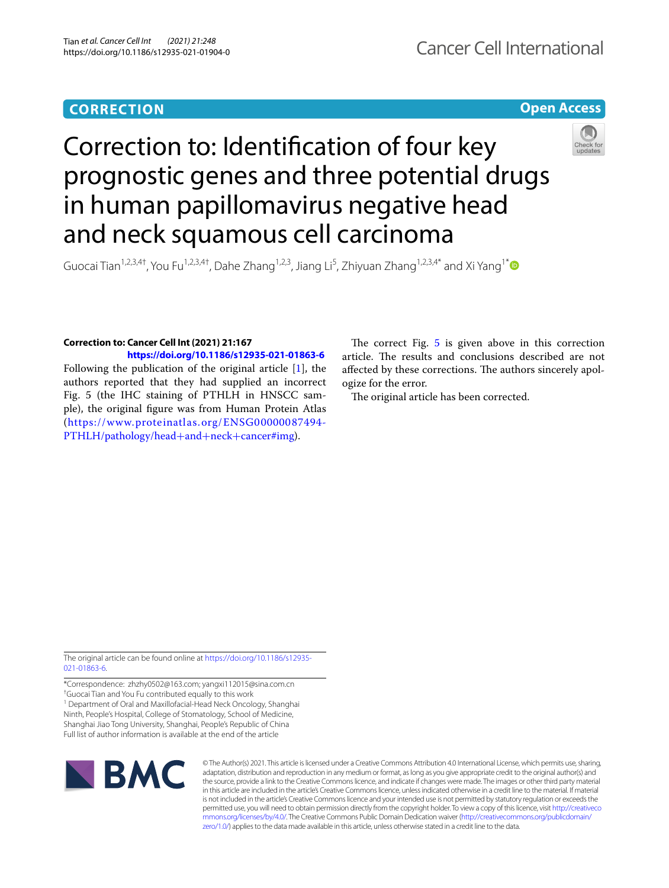**CORRECTION** | **Open Access**

# Correction to: Identification of four key prognostic genes and three potential drugs in human papillomavirus negative head and neck squamous cell carcinoma

Guocai Tian[1,2,3,4†], You Fu[1,2,3,4†], Dahe Zhang[1,2,3], Jiang Li[5], Zhiyuan Zhang[1,2,3,4*] and Xi Yang[1*]

**Correction to: Cancer Cell Int (2021) 21:167**
**https://doi.org/10.1186/s12935-021-01863-6**

Following the publication of the original article [1], the authors reported that they had supplied an incorrect Fig. 5 (the IHC staining of PTHLH in HNSCC sample), the original figure was from Human Protein Atlas (https://www.proteinatlas.org/ENSG00000087494-PTHLH/pathology/head+and+neck+cancer#img).

The correct Fig. 5 is given above in this correction article. The results and conclusions described are not affected by these corrections. The authors sincerely apologize for the error.

The original article has been corrected.

The original article can be found online at https://doi.org/10.1186/s12935-021-01863-6.

*Correspondence: zhzhy0502@163.com; yangxi112015@sina.com.cn
†Guocai Tian and You Fu contributed equally to this work
[1] Department of Oral and Maxillofacial-Head Neck Oncology, Shanghai Ninth, People's Hospital, College of Stomatology, School of Medicine, Shanghai Jiao Tong University, Shanghai, People's Republic of China
Full list of author information is available at the end of the article

© The Author(s) 2021. This article is licensed under a Creative Commons Attribution 4.0 International License, which permits use, sharing, adaptation, distribution and reproduction in any medium or format, as long as you give appropriate credit to the original author(s) and the source, provide a link to the Creative Commons licence, and indicate if changes were made. The images or other third party material in this article are included in the article's Creative Commons licence, unless indicated otherwise in a credit line to the material. If material is not included in the article's Creative Commons licence and your intended use is not permitted by statutory regulation or exceeds the permitted use, you will need to obtain permission directly from the copyright holder. To view a copy of this licence, visit http://creativecommons.org/licenses/by/4.0/. The Creative Commons Public Domain Dedication waiver (http://creativecommons.org/publicdomain/zero/1.0/) applies to the data made available in this article, unless otherwise stated in a credit line to the data.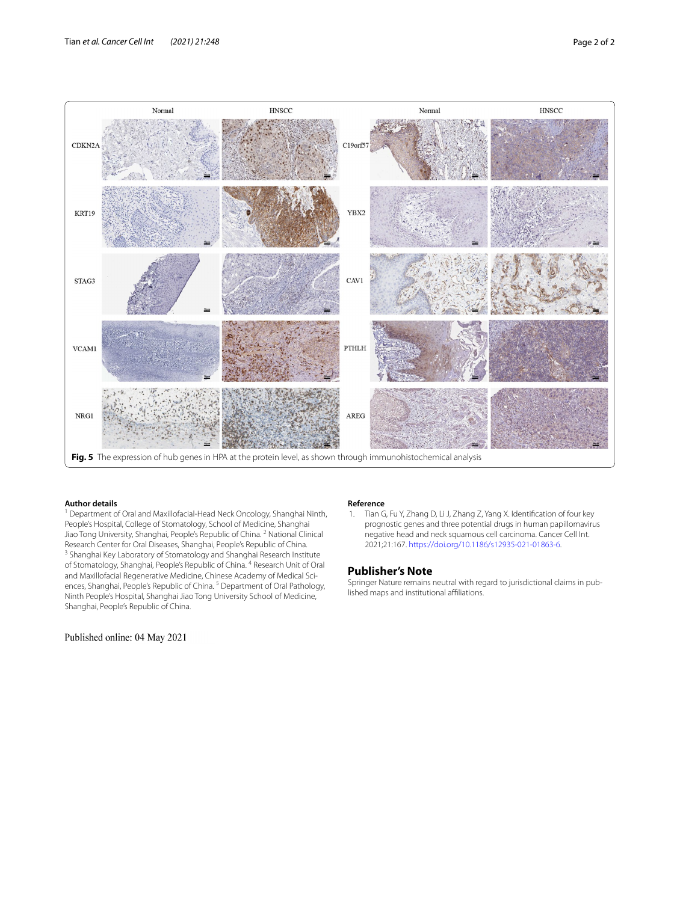Normal

HNSCC

Normal

HNSCC

CDKN2A

C19orf57

KRT19

YBX2

STAG3

CAV1

VCAM1

PTHLH

NRG1

AREG

**Fig. 5** The expression of hub genes in HPA at the protein level, as shown through immunohistochemical analysis

## Author details

[1] Department of Oral and Maxillofacial-Head Neck Oncology, Shanghai Ninth, People's Hospital, College of Stomatology, School of Medicine, Shanghai Jiao Tong University, Shanghai, People's Republic of China. [2] National Clinical Research Center for Oral Diseases, Shanghai, People's Republic of China. [3] Shanghai Key Laboratory of Stomatology and Shanghai Research Institute of Stomatology, Shanghai, People's Republic of China. [4] Research Unit of Oral and Maxillofacial Regenerative Medicine, Chinese Academy of Medical Sciences, Shanghai, People's Republic of China. [5] Department of Oral Pathology, Ninth People's Hospital, Shanghai Jiao Tong University School of Medicine, Shanghai, People's Republic of China.

Published online: 04 May 2021

## Reference

1. Tian G, Fu Y, Zhang D, Li J, Zhang Z, Yang X. Identification of four key prognostic genes and three potential drugs in human papillomavirus negative head and neck squamous cell carcinoma. Cancer Cell Int. 2021;21:167. https://doi.org/10.1186/s12935-021-01863-6.

## Publisher's Note

Springer Nature remains neutral with regard to jurisdictional claims in published maps and institutional affiliations.